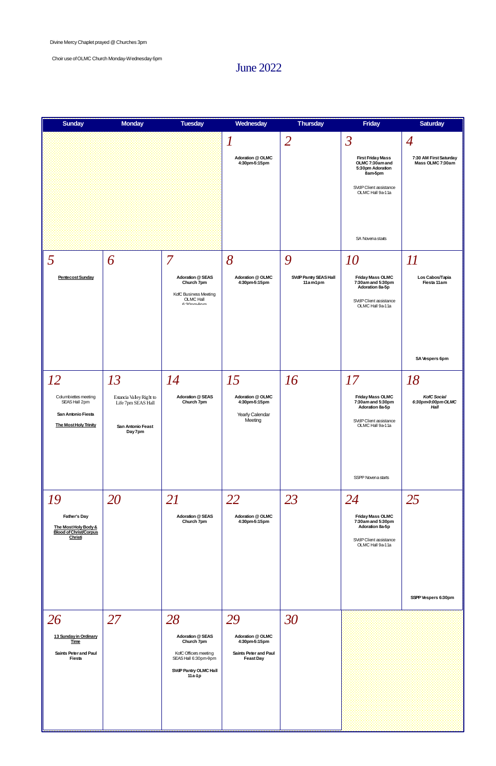Divine Mercy Chaplet prayed @ Churches 3pm

Choir use of OLMC Church Monday-Wednesday 6pm

# June 2022

| Sunday | Monday | Tuesday | Wednesday | Thursday | Friday | Saturday |
|---|---|---|---|---|---|---|
| | | | 1<br>Adoration @ OLMC 4:30pm-5:15pm | 2 | 3<br>First Friday Mass OLMC 7:30am and 5:30pm Adoration 8am-5pm<br>SVdP Client assistance OLMC Hall 9a-11a<br>SA Novena starts | 4<br>7:30 AM First Saturday Mass OLMC 7:30am |
| 5<br>Pentecost Sunday | 6 | 7<br>Adoration @ SEAS Church 7pm<br>KofC Business Meeting OLMC Hall 6:30pm-9pm | 8<br>Adoration @ OLMC 4:30pm-5:15pm | 9<br>SVdP Pantry SEAS Hall 11am-1pm | 10<br>Friday Mass OLMC 7:30am and 5:30pm Adoration 8a-5p<br>SVdP Client assistance OLMC Hall 9a-11a | 11<br>Los Cabos/Tapia Fiesta 11am<br>SA Vespers 6pm |
| 12<br>Columbiettes meeting SEAS Hall 2pm<br>San Antonio Fiesta<br>The Most Holy Trinity | 13<br>Estancia Valley Right to Life 7pm SEAS Hall<br>San Antonio Feast Day 7pm | 14<br>Adoration @ SEAS Church 7pm | 15<br>Adoration @ OLMC 4:30pm-5:15pm<br>Yearly Calendar Meeting | 16 | 17<br>Friday Mass OLMC 7:30am and 5:30pm Adoration 8a-5p<br>SVdP Client assistance OLMC Hall 9a-11a<br>SSPP Novena starts | 18<br>*KofC Social 6:30pm-9:00pm OLMC Hall* |
| 19<br>Father's Day<br>The Most Holy Body & Blood of Christ/Corpus Christi | 20 | 21<br>Adoration @ SEAS Church 7pm | 22<br>Adoration @ OLMC 4:30pm-5:15pm | 23 | 24<br>Friday Mass OLMC 7:30am and 5:30pm Adoration 8a-5p<br>SVdP Client assistance OLMC Hall 9a-11a | 25<br>SSPP Vespers 6:30pm |
| 26<br>13 Sunday in Ordinary Time<br>Saints Peter and Paul Fiesta | 27 | 28<br>Adoration @ SEAS Church 7pm<br>KofC Officers meeting SEAS Hall 6:30pm-9pm<br>SVdP Pantry OLMC Hall 11a-1p | 29<br>Adoration @ OLMC 4:30pm-5:15pm<br>Saints Peter and Paul Feast Day | 30 | | |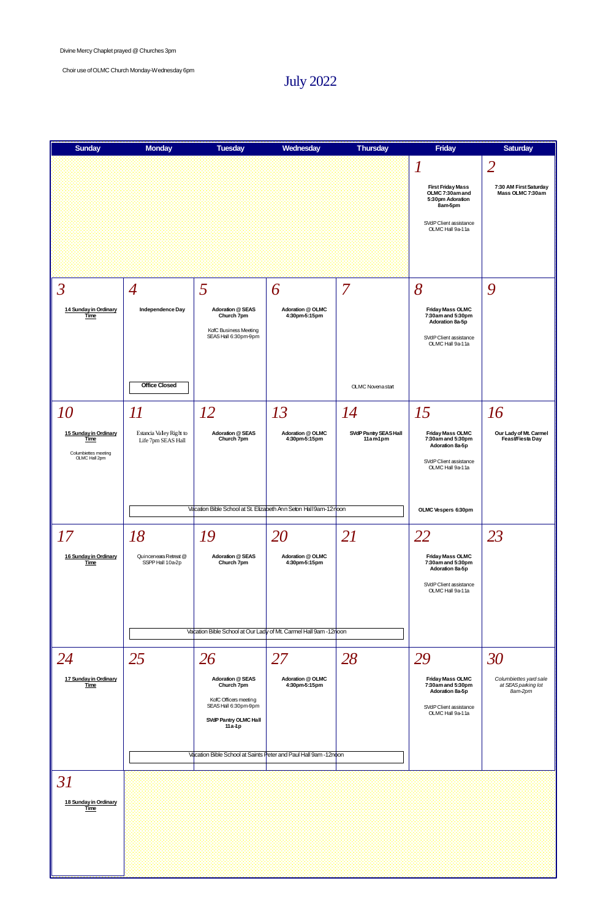Divine Mercy Chaplet prayed @ Churches 3pm

Choir use of OLMC Church Monday-Wednesday 6pm

# July 2022

| Sunday | Monday | Tuesday | Wednesday | Thursday | Friday | Saturday |
|---|---|---|---|---|---|---|
| | | | | | 1<br>First Friday Mass OLMC 7:30am and 5:30pm Adoration 8am-5pm<br>SVdP Client assistance OLMC Hall 9a-11a | 2<br>7:30 AM First Saturday Mass OLMC 7:30am |
| 3<br>14 Sunday in Ordinary Time | 4<br>Independence Day<br>Office Closed | 5<br>Adoration @ SEAS Church 7pm<br>KofC Business Meeting SEAS Hall 6:30pm-9pm | 6<br>Adoration @ OLMC 4:30pm-5:15pm | 7<br>OLMC Novena start | 8<br>Friday Mass OLMC 7:30am and 5:30pm Adoration 8a-5p<br>SVdP Client assistance OLMC Hall 9a-11a | 9 |
| 10<br>15 Sunday in Ordinary Time<br>Columbiettes meeting OLMC Hall 2pm | 11<br>Estancia Valley Right to Life 7pm SEAS Hall | 12<br>Adoration @ SEAS Church 7pm | 13<br>Adoration @ OLMC 4:30pm-5:15pm | 14<br>SVdP Pantry SEAS Hall 11am-1pm | 15<br>Friday Mass OLMC 7:30am and 5:30pm Adoration 8a-5p<br>SVdP Client assistance OLMC Hall 9a-11a<br>OLMC Vespers 6:30pm | 16<br>Our Lady of Mt. Carmel Feast/Fiesta Day |
| | Vacation Bible School at St. Elizabeth Ann Seton Hall 9am-12 noon | | | | | |
| 17<br>16 Sunday in Ordinary Time | 18<br>Quinceneara Retreat @ SSPP Hall 10a-2p | 19<br>Adoration @ SEAS Church 7pm | 20<br>Adoration @ OLMC 4:30pm-5:15pm | 21 | 22<br>Friday Mass OLMC 7:30am and 5:30pm Adoration 8a-5p<br>SVdP Client assistance OLMC Hall 9a-11a | 23 |
| | Vacation Bible School at Our Lady of Mt. Carmel Hall 9am -12noon | | | | | |
| 24<br>17 Sunday in Ordinary Time | 25 | 26<br>Adoration @ SEAS Church 7pm<br>KofC Officers meeting SEAS Hall 6:30pm-9pm<br>SVdP Pantry OLMC Hall 11a-1p | 27<br>Adoration @ OLMC 4:30pm-5:15pm | 28 | 29<br>Friday Mass OLMC 7:30am and 5:30pm Adoration 8a-5p<br>SVdP Client assistance OLMC Hall 9a-11a | 30<br>*Columbiettes yard sale at SEAS parking lot 8am-2pm* |
| | Vacation Bible School at Saints Peter and Paul Hall 9am -12noon | | | | | |
| 31<br>18 Sunday in Ordinary Time | | | | | | |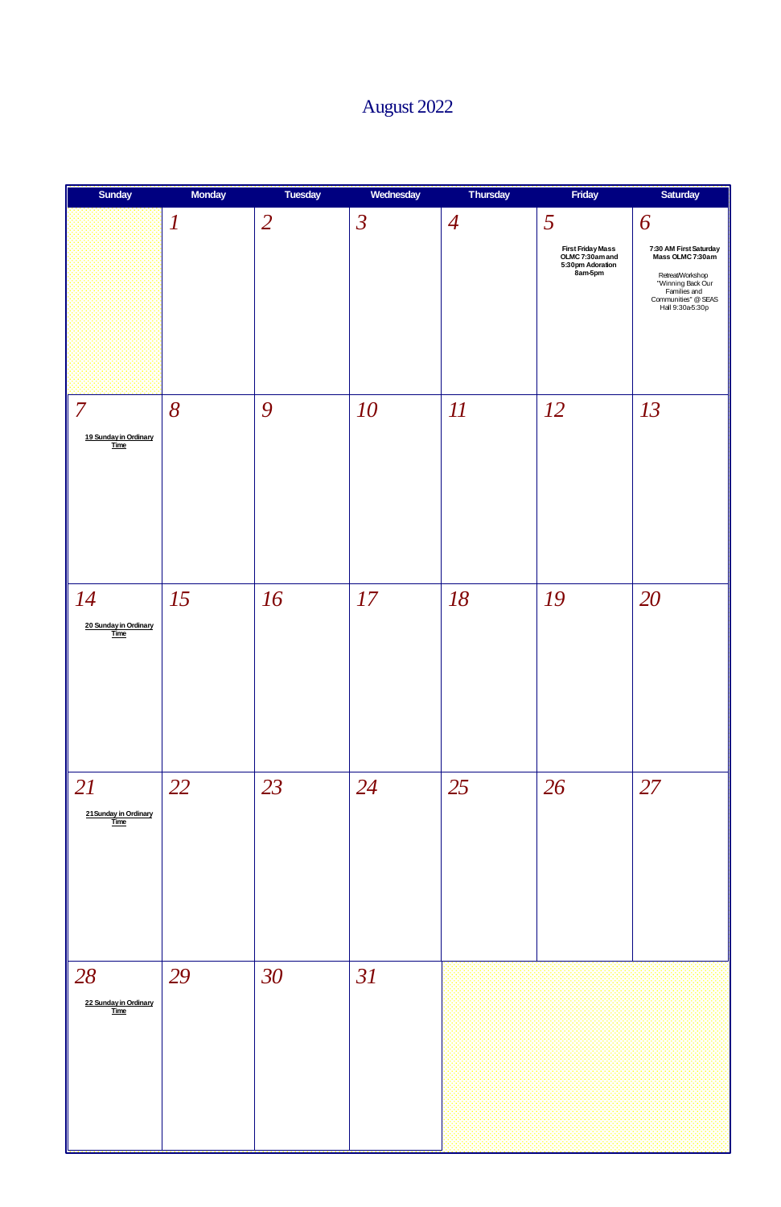# August 2022

| Sunday | Monday | Tuesday | Wednesday | Thursday | Friday | Saturday |
|---|---|---|---|---|---|---|
| | 1 | 2 | 3 | 4 | 5<br>First Friday Mass OLMC 7:30am and 5:30pm Adoration 8am-5pm | 6<br>7:30 AM First Saturday Mass OLMC 7:30am<br>Retreat/Workshop "Winning Back Our Families and Communities" @ SEAS Hall 9:30a-5:30p |
| 7<br>19 Sunday in Ordinary Time | 8 | 9 | 10 | 11 | 12 | 13 |
| 14<br>20 Sunday in Ordinary Time | 15 | 16 | 17 | 18 | 19 | 20 |
| 21<br>21 Sunday in Ordinary Time | 22 | 23 | 24 | 25 | 26 | 27 |
| 28<br>22 Sunday in Ordinary Time | 29 | 30 | 31 | | | |